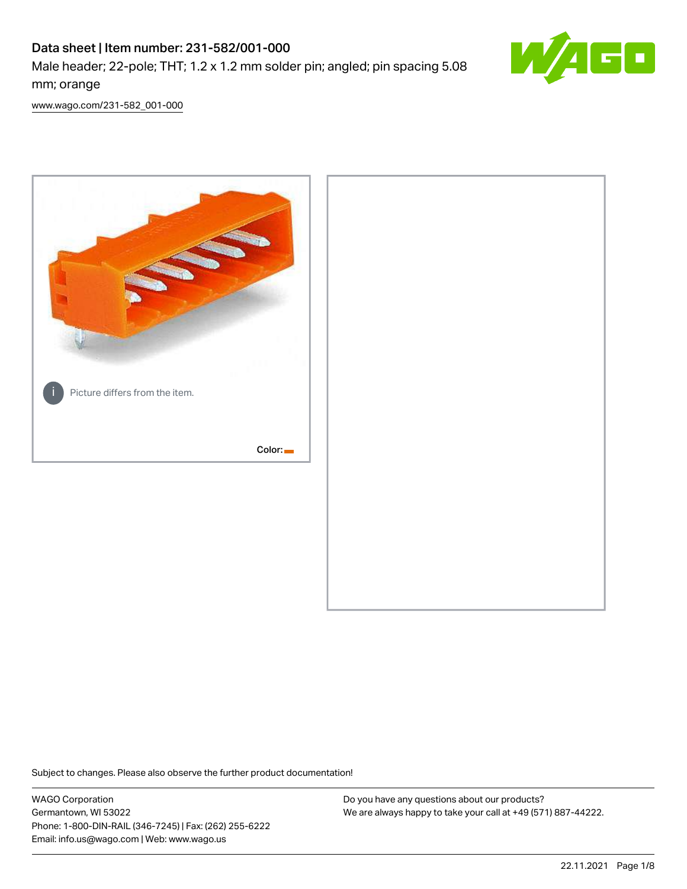# Data sheet | Item number: 231-582/001-000

Male header; 22-pole; THT; 1.2 x 1.2 mm solder pin; angled; pin spacing 5.08 mm; orange

www.wago.com/231-582_001-000

Picture differs from the item.

Color:

Subject to changes. Please also observe the further product documentation!

WAGO Corporation
Germantown, WI 53022
Phone: 1-800-DIN-RAIL (346-7245) | Fax: (262) 255-6222
Email: info.us@wago.com | Web: www.wago.us

Do you have any questions about our products?
We are always happy to take your call at +49 (571) 887-44222.

22.11.2021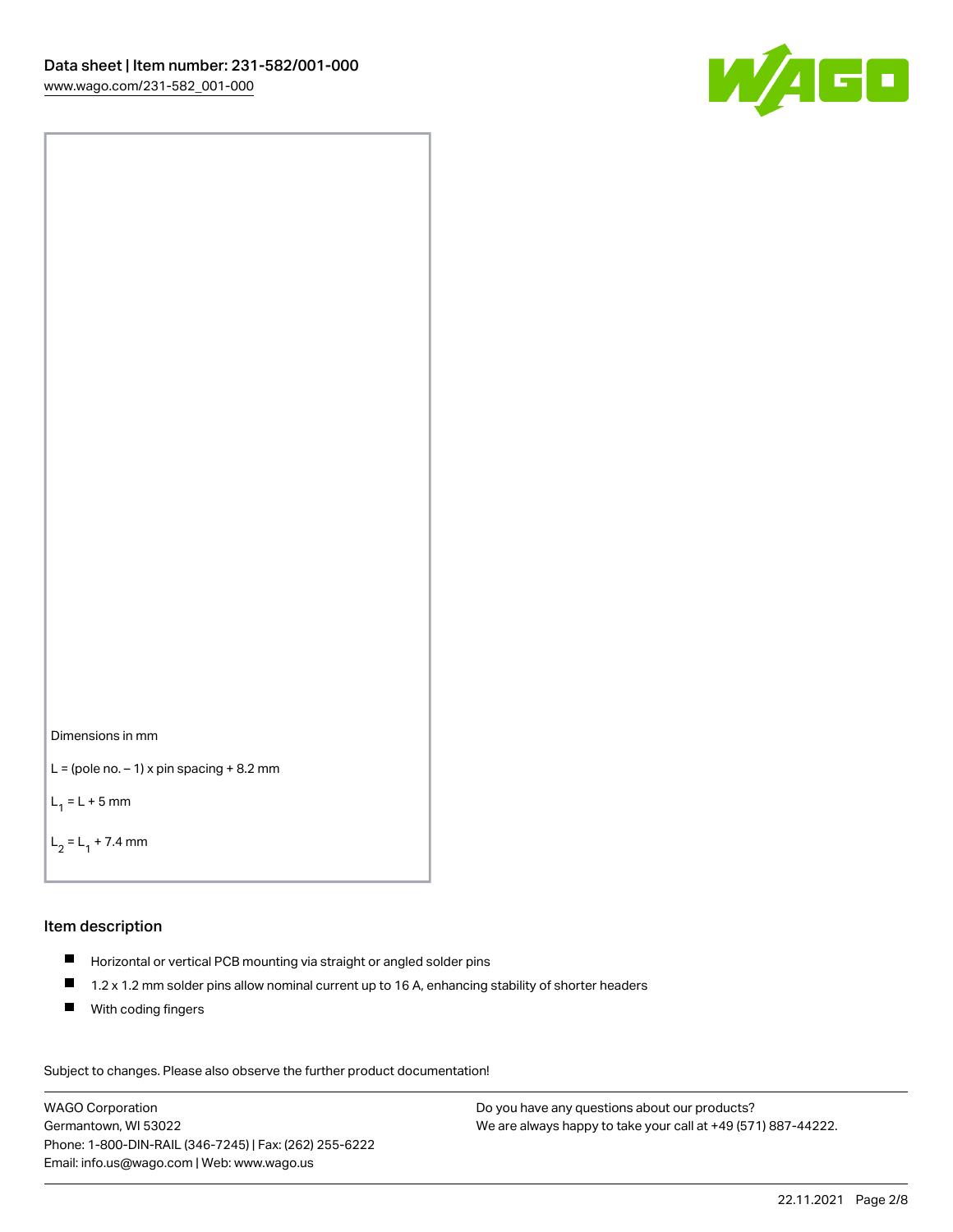Dimensions in mm

L = (pole no. – 1) x pin spacing + 8.2 mm

$L_1$ = L + 5 mm

$L_2$ = $L_1$ + 7.4 mm

## Item description

- Horizontal or vertical PCB mounting via straight or angled solder pins
- 1.2 x 1.2 mm solder pins allow nominal current up to 16 A, enhancing stability of shorter headers
- With coding fingers

Subject to changes. Please also observe the further product documentation!

WAGO Corporation
Germantown, WI 53022
Phone: 1-800-DIN-RAIL (346-7245) | Fax: (262) 255-6222
Email: info.us@wago.com | Web: www.wago.us

Do you have any questions about our products?
We are always happy to take your call at +49 (571) 887-44222.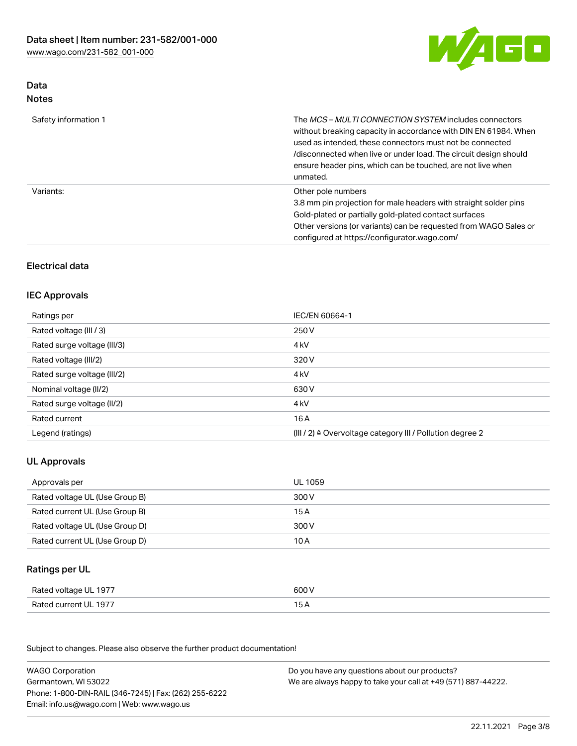## Data
### Notes

| | |
|---|---|
| Safety information 1 | The *MCS – MULTI CONNECTION SYSTEM* includes connectors without breaking capacity in accordance with DIN EN 61984. When used as intended, these connectors must not be connected /disconnected when live or under load. The circuit design should ensure header pins, which can be touched, are not live when unmated. |
| Variants: | Other pole numbers<br>3.8 mm pin projection for male headers with straight solder pins<br>Gold-plated or partially gold-plated contact surfaces<br>Other versions (or variants) can be requested from WAGO Sales or configured at https://configurator.wago.com/ |

## Electrical data

### IEC Approvals

| | |
|---|---|
| Ratings per | IEC/EN 60664-1 |
| Rated voltage (III / 3) | 250 V |
| Rated surge voltage (III/3) | 4 kV |
| Rated voltage (III/2) | 320 V |
| Rated surge voltage (III/2) | 4 kV |
| Nominal voltage (II/2) | 630 V |
| Rated surge voltage (II/2) | 4 kV |
| Rated current | 16 A |
| Legend (ratings) | (III / 2) ≙ Overvoltage category III / Pollution degree 2 |

### UL Approvals

| | |
|---|---|
| Approvals per | UL 1059 |
| Rated voltage UL (Use Group B) | 300 V |
| Rated current UL (Use Group B) | 15 A |
| Rated voltage UL (Use Group D) | 300 V |
| Rated current UL (Use Group D) | 10 A |

### Ratings per UL

| | |
|---|---|
| Rated voltage UL 1977 | 600 V |
| Rated current UL 1977 | 15 A |

Subject to changes. Please also observe the further product documentation!

WAGO Corporation
Germantown, WI 53022
Phone: 1-800-DIN-RAIL (346-7245) | Fax: (262) 255-6222
Email: info.us@wago.com | Web: www.wago.us

Do you have any questions about our products?
We are always happy to take your call at +49 (571) 887-44222.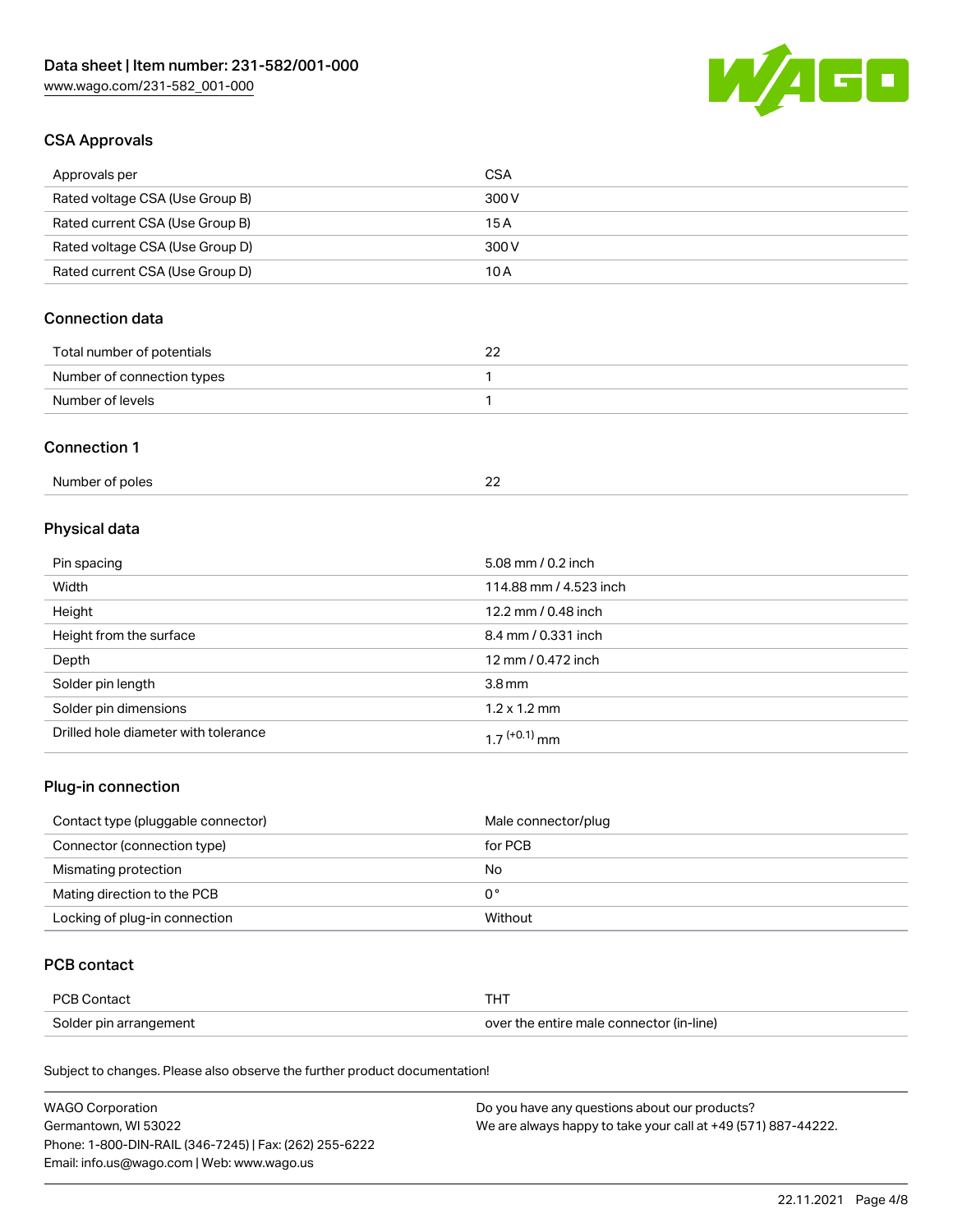## CSA Approvals

| | |
|---|---|
| Approvals per | CSA |
| Rated voltage CSA (Use Group B) | 300 V |
| Rated current CSA (Use Group B) | 15 A |
| Rated voltage CSA (Use Group D) | 300 V |
| Rated current CSA (Use Group D) | 10 A |

## Connection data

| | |
|---|---|
| Total number of potentials | 22 |
| Number of connection types | 1 |
| Number of levels | 1 |

## Connection 1

| | |
|---|---|
| Number of poles | 22 |

## Physical data

| | |
|---|---|
| Pin spacing | 5.08 mm / 0.2 inch |
| Width | 114.88 mm / 4.523 inch |
| Height | 12.2 mm / 0.48 inch |
| Height from the surface | 8.4 mm / 0.331 inch |
| Depth | 12 mm / 0.472 inch |
| Solder pin length | 3.8 mm |
| Solder pin dimensions | 1.2 x 1.2 mm |
| Drilled hole diameter with tolerance | $1.7^{(+0.1)}$ mm |

## Plug-in connection

| | |
|---|---|
| Contact type (pluggable connector) | Male connector/plug |
| Connector (connection type) | for PCB |
| Mismating protection | No |
| Mating direction to the PCB | 0° |
| Locking of plug-in connection | Without |

## PCB contact

| | |
|---|---|
| PCB Contact | THT |
| Solder pin arrangement | over the entire male connector (in-line) |

Subject to changes. Please also observe the further product documentation!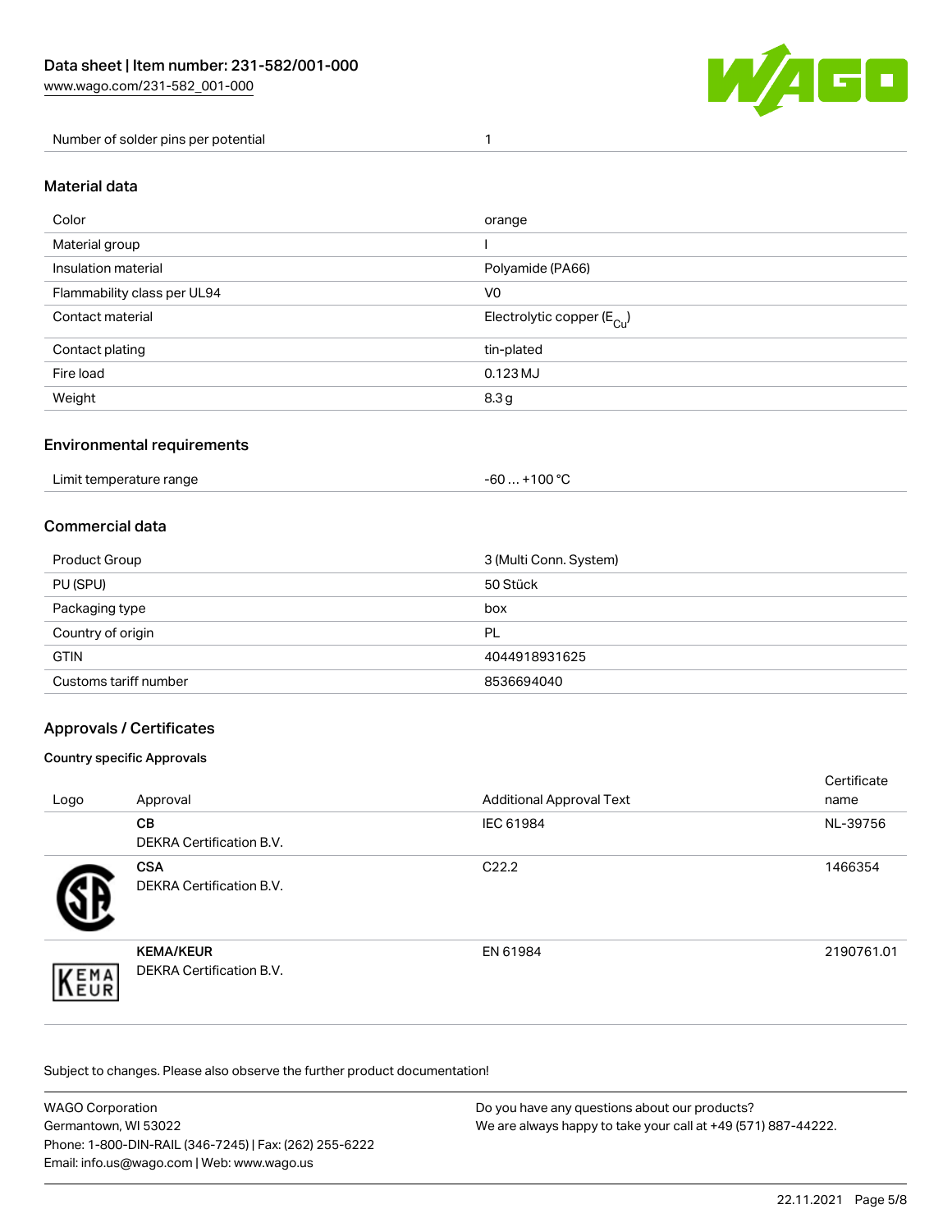| Number of solder pins per potential | 1 |
| --- | --- |

## Material data

| Color | orange |
| --- | --- |
| Material group | I |
| Insulation material | Polyamide (PA66) |
| Flammability class per UL94 | V0 |
| Contact material | Electrolytic copper ($E_{Cu}$) |
| Contact plating | tin-plated |
| Fire load | 0.123 MJ |
| Weight | 8.3 g |

## Environmental requirements

| Limit temperature range | -60 … +100 °C |
| --- | --- |

## Commercial data

| Product Group | 3 (Multi Conn. System) |
| --- | --- |
| PU (SPU) | 50 Stück |
| Packaging type | box |
| Country of origin | PL |
| GTIN | 4044918931625 |
| Customs tariff number | 8536694040 |

## Approvals / Certificates

### Country specific Approvals

| Logo | Approval | Additional Approval Text | Certificate name |
| --- | --- | --- | --- |
| | **CB**<br>DEKRA Certification B.V. | IEC 61984 | NL-39756 |
| | **CSA**<br>DEKRA Certification B.V. | C22.2 | 1466354 |
| | **KEMA/KEUR**<br>DEKRA Certification B.V. | EN 61984 | 2190761.01 |

Subject to changes. Please also observe the further product documentation!

WAGO Corporation
Germantown, WI 53022
Phone: 1-800-DIN-RAIL (346-7245) | Fax: (262) 255-6222
Email: info.us@wago.com | Web: www.wago.us

Do you have any questions about our products?
We are always happy to take your call at +49 (571) 887-44222.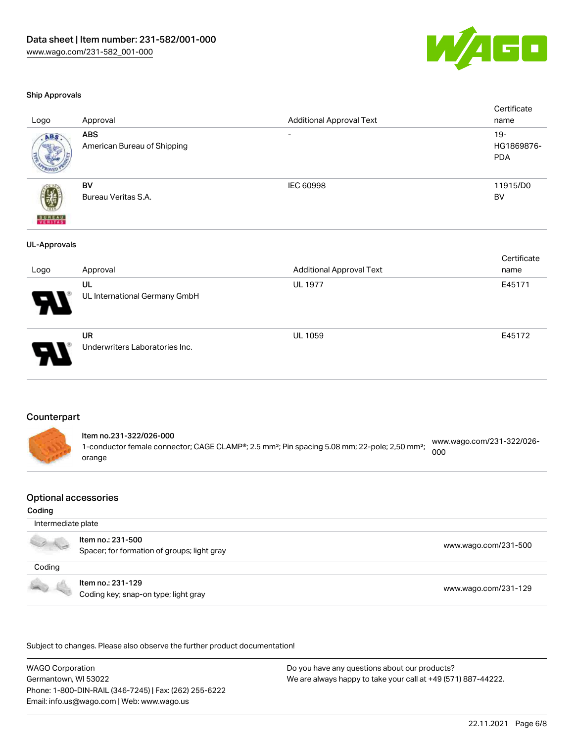### Ship Approvals

| Logo | Approval | Additional Approval Text | Certificate name |
| --- | --- | --- | --- |
| | **ABS** American Bureau of Shipping | - | 19-HG1869876-PDA |
| | **BV** Bureau Veritas S.A. | IEC 60998 | 11915/D0 BV |

### UL-Approvals

| Logo | Approval | Additional Approval Text | Certificate name |
| --- | --- | --- | --- |
| | **UL** UL International Germany GmbH | UL 1977 | E45171 |
| | **UR** Underwriters Laboratories Inc. | UL 1059 | E45172 |

## Counterpart

| | | |
| --- | --- | --- |
| | **Item no.231-322/026-000** 1-conductor female connector; CAGE CLAMP®; 2.5 mm²; Pin spacing 5.08 mm; 22-pole; 2,50 mm²; orange | www.wago.com/231-322/026-000 |

## Optional accessories

### Coding

| Intermediate plate | | |
| --- | --- | --- |
| | **Item no.: 231-500** Spacer; for formation of groups; light gray | www.wago.com/231-500 |

| Coding | | |
| --- | --- | --- |
| | **Item no.: 231-129** Coding key; snap-on type; light gray | www.wago.com/231-129 |

Subject to changes. Please also observe the further product documentation!

WAGO Corporation
Germantown, WI 53022
Phone: 1-800-DIN-RAIL (346-7245) | Fax: (262) 255-6222
Email: info.us@wago.com | Web: www.wago.us

Do you have any questions about our products?
We are always happy to take your call at +49 (571) 887-44222.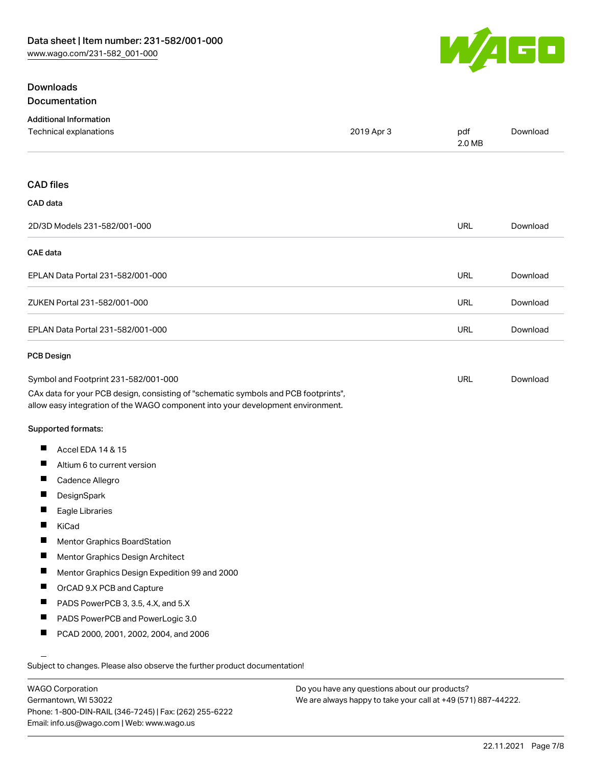## Downloads

### Documentation

**Additional Information**

| Technical explanations | 2019 Apr 3 | pdf 2.0 MB | Download |
| --- | --- | --- | --- |

### CAD files

**CAD data**

| 2D/3D Models 231-582/001-000 | URL | Download |
| --- | --- | --- |

**CAE data**

| EPLAN Data Portal 231-582/001-000 | URL | Download |
| --- | --- | --- |
| ZUKEN Portal 231-582/001-000 | URL | Download |
| EPLAN Data Portal 231-582/001-000 | URL | Download |

**PCB Design**

| Symbol and Footprint 231-582/001-000 | URL | Download |
| --- | --- | --- |

CAx data for your PCB design, consisting of "schematic symbols and PCB footprints", allow easy integration of the WAGO component into your development environment.

**Supported formats:**

- Accel EDA 14 & 15
- Altium 6 to current version
- Cadence Allegro
- DesignSpark
- Eagle Libraries
- KiCad
- Mentor Graphics BoardStation
- Mentor Graphics Design Architect
- Mentor Graphics Design Expedition 99 and 2000
- OrCAD 9.X PCB and Capture
- PADS PowerPCB 3, 3.5, 4.X, and 5.X
- PADS PowerPCB and PowerLogic 3.0
- PCAD 2000, 2001, 2002, 2004, and 2006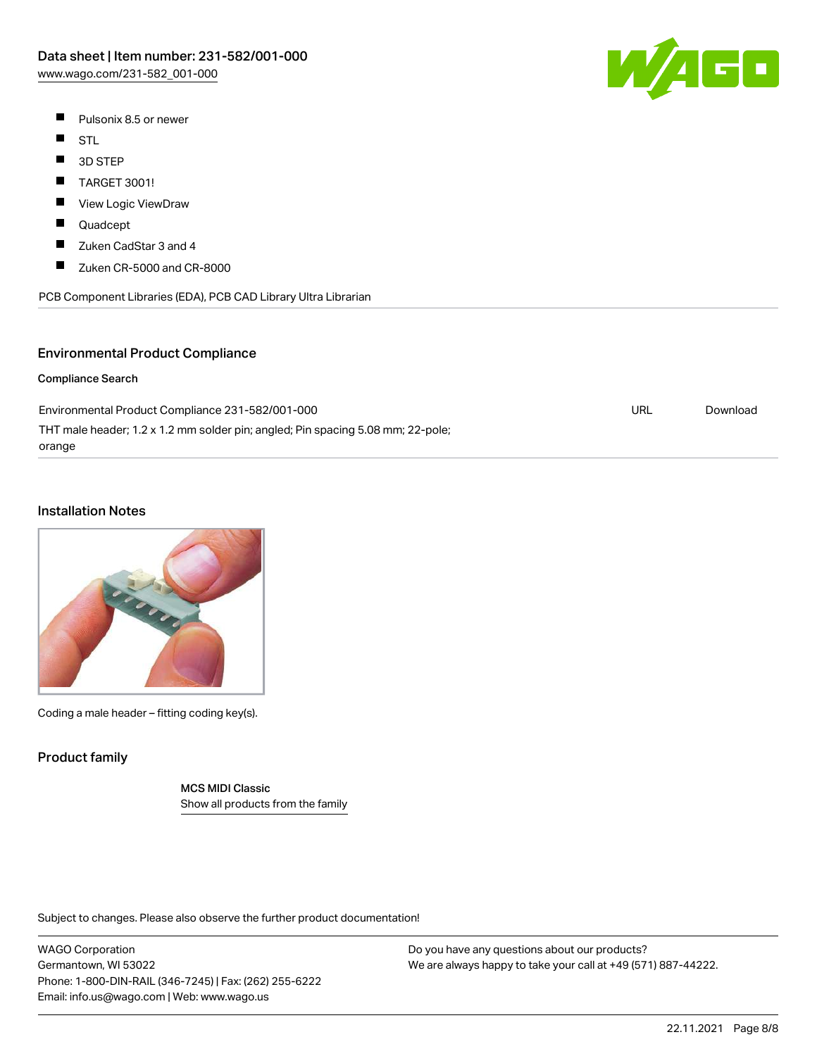- Pulsonix 8.5 or newer
- STL
- 3D STEP
- TARGET 3001!
- View Logic ViewDraw
- Quadcept
- Zuken CadStar 3 and 4
- Zuken CR-5000 and CR-8000

PCB Component Libraries (EDA), PCB CAD Library Ultra Librarian

## Environmental Product Compliance

**Compliance Search**

| | | |
|---|---|---|
| Environmental Product Compliance 231-582/001-000<br>THT male header; 1.2 x 1.2 mm solder pin; angled; Pin spacing 5.08 mm; 22-pole; orange | URL | Download |

## Installation Notes

Coding a male header – fitting coding key(s).

## Product family

**MCS MIDI Classic**
Show all products from the family

Subject to changes. Please also observe the further product documentation!

WAGO Corporation
Germantown, WI 53022
Phone: 1-800-DIN-RAIL (346-7245) | Fax: (262) 255-6222
Email: info.us@wago.com | Web: www.wago.us

Do you have any questions about our products?
We are always happy to take your call at +49 (571) 887-44222.